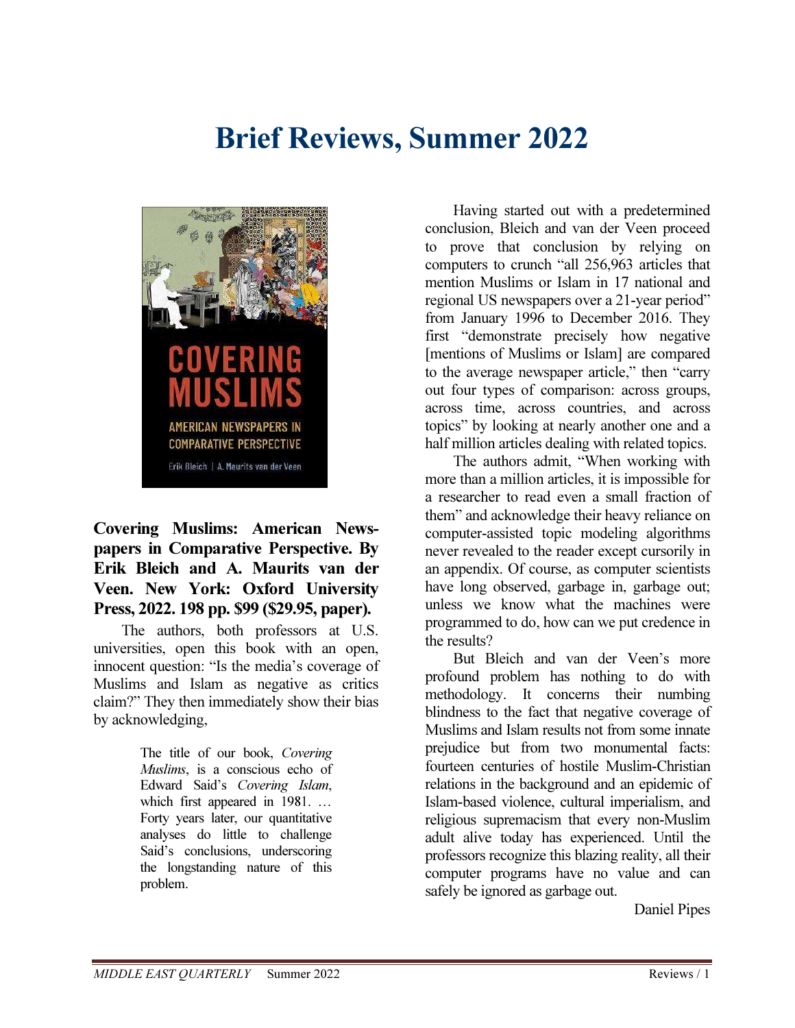# Brief Reviews, Summer 2022

**Covering Muslims: American Newspapers in Comparative Perspective. By Erik Bleich and A. Maurits van der Veen. New York: Oxford University Press, 2022. 198 pp. $99 ($29.95, paper).**

The authors, both professors at U.S. universities, open this book with an open, innocent question: "Is the media's coverage of Muslims and Islam as negative as critics claim?" They then immediately show their bias by acknowledging,

> The title of our book, *Covering Muslims*, is a conscious echo of Edward Said's *Covering Islam*, which first appeared in 1981. … Forty years later, our quantitative analyses do little to challenge Said's conclusions, underscoring the longstanding nature of this problem.

Having started out with a predetermined conclusion, Bleich and van der Veen proceed to prove that conclusion by relying on computers to crunch "all 256,963 articles that mention Muslims or Islam in 17 national and regional US newspapers over a 21-year period" from January 1996 to December 2016. They first "demonstrate precisely how negative [mentions of Muslims or Islam] are compared to the average newspaper article," then "carry out four types of comparison: across groups, across time, across countries, and across topics" by looking at nearly another one and a half million articles dealing with related topics.

The authors admit, "When working with more than a million articles, it is impossible for a researcher to read even a small fraction of them" and acknowledge their heavy reliance on computer-assisted topic modeling algorithms never revealed to the reader except cursorily in an appendix. Of course, as computer scientists have long observed, garbage in, garbage out; unless we know what the machines were programmed to do, how can we put credence in the results?

But Bleich and van der Veen's more profound problem has nothing to do with methodology. It concerns their numbing blindness to the fact that negative coverage of Muslims and Islam results not from some innate prejudice but from two monumental facts: fourteen centuries of hostile Muslim-Christian relations in the background and an epidemic of Islam-based violence, cultural imperialism, and religious supremacism that every non-Muslim adult alive today has experienced. Until the professors recognize this blazing reality, all their computer programs have no value and can safely be ignored as garbage out.

Daniel Pipes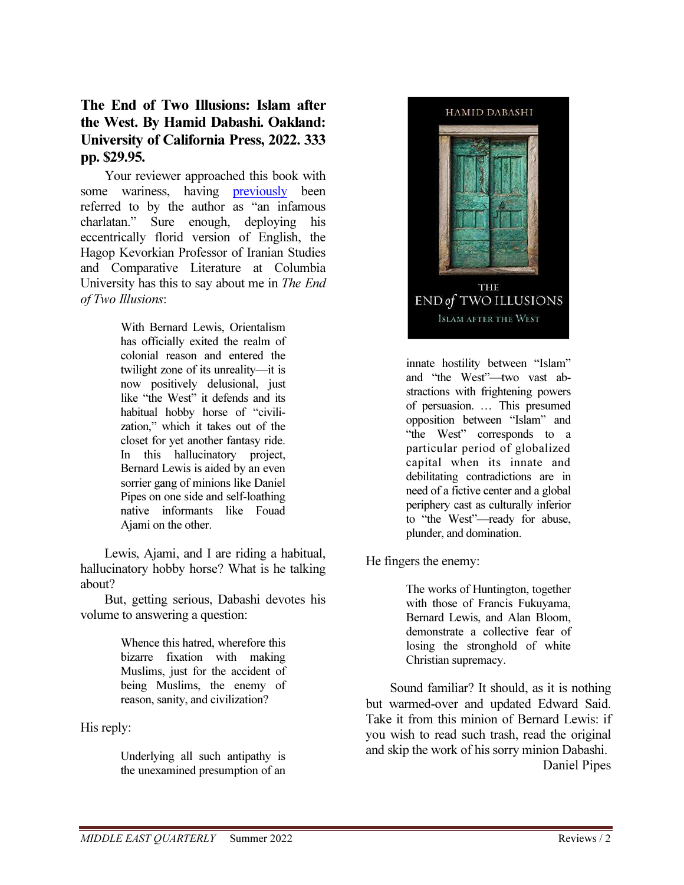**The End of Two Illusions: Islam after the West. By Hamid Dabashi. Oakland: University of California Press, 2022. 333 pp. $29.95.**

Your reviewer approached this book with some wariness, having previously been referred to by the author as "an infamous charlatan." Sure enough, deploying his eccentrically florid version of English, the Hagop Kevorkian Professor of Iranian Studies and Comparative Literature at Columbia University has this to say about me in *The End of Two Illusions*:

> With Bernard Lewis, Orientalism has officially exited the realm of colonial reason and entered the twilight zone of its unreality—it is now positively delusional, just like "the West" it defends and its habitual hobby horse of "civilization," which it takes out of the closet for yet another fantasy ride. In this hallucinatory project, Bernard Lewis is aided by an even sorrier gang of minions like Daniel Pipes on one side and self-loathing native informants like Fouad Ajami on the other.

Lewis, Ajami, and I are riding a habitual, hallucinatory hobby horse? What is he talking about?

But, getting serious, Dabashi devotes his volume to answering a question:

> Whence this hatred, wherefore this bizarre fixation with making Muslims, just for the accident of being Muslims, the enemy of reason, sanity, and civilization?

His reply:

> Underlying all such antipathy is the unexamined presumption of an innate hostility between "Islam" and "the West"—two vast abstractions with frightening powers of persuasion. … This presumed opposition between "Islam" and "the West" corresponds to a particular period of globalized capital when its innate and debilitating contradictions are in need of a fictive center and a global periphery cast as culturally inferior to "the West"—ready for abuse, plunder, and domination.

He fingers the enemy:

> The works of Huntington, together with those of Francis Fukuyama, Bernard Lewis, and Alan Bloom, demonstrate a collective fear of losing the stronghold of white Christian supremacy.

Sound familiar? It should, as it is nothing but warmed-over and updated Edward Said. Take it from this minion of Bernard Lewis: if you wish to read such trash, read the original and skip the work of his sorry minion Dabashi.

Daniel Pipes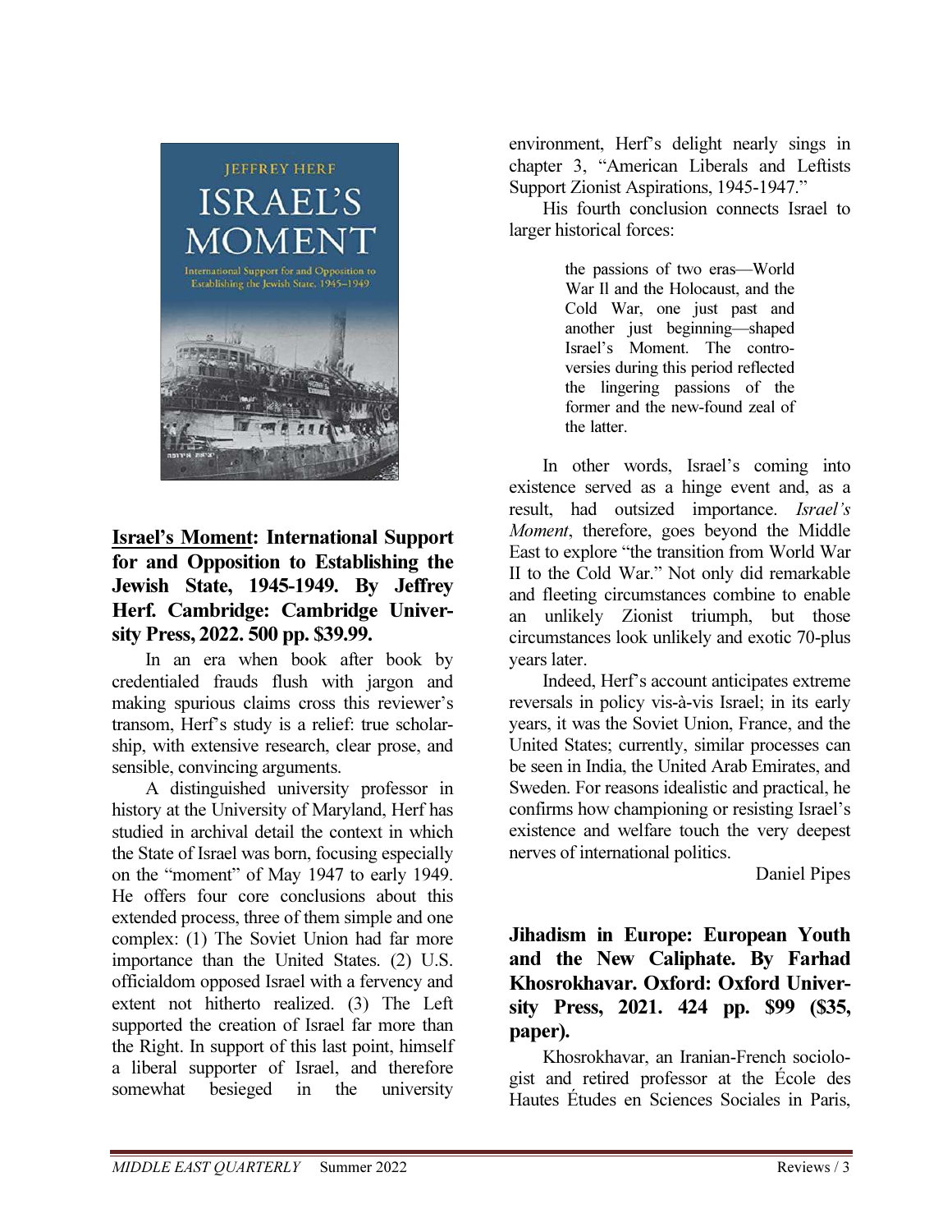**<u>Israel's Moment</u>: International Support for and Opposition to Establishing the Jewish State, 1945-1949. By Jeffrey Herf. Cambridge: Cambridge University Press, 2022. 500 pp. $39.99.**

In an era when book after book by credentialed frauds flush with jargon and making spurious claims cross this reviewer's transom, Herf's study is a relief: true scholarship, with extensive research, clear prose, and sensible, convincing arguments.

A distinguished university professor in history at the University of Maryland, Herf has studied in archival detail the context in which the State of Israel was born, focusing especially on the "moment" of May 1947 to early 1949. He offers four core conclusions about this extended process, three of them simple and one complex: (1) The Soviet Union had far more importance than the United States. (2) U.S. officialdom opposed Israel with a fervency and extent not hitherto realized. (3) The Left supported the creation of Israel far more than the Right. In support of this last point, himself a liberal supporter of Israel, and therefore somewhat besieged in the university environment, Herf's delight nearly sings in chapter 3, "American Liberals and Leftists Support Zionist Aspirations, 1945-1947."

His fourth conclusion connects Israel to larger historical forces:

> the passions of two eras—World War II and the Holocaust, and the Cold War, one just past and another just beginning—shaped Israel's Moment. The controversies during this period reflected the lingering passions of the former and the new-found zeal of the latter.

In other words, Israel's coming into existence served as a hinge event and, as a result, had outsized importance. *Israel's Moment*, therefore, goes beyond the Middle East to explore "the transition from World War II to the Cold War." Not only did remarkable and fleeting circumstances combine to enable an unlikely Zionist triumph, but those circumstances look unlikely and exotic 70-plus years later.

Indeed, Herf's account anticipates extreme reversals in policy vis-à-vis Israel; in its early years, it was the Soviet Union, France, and the United States; currently, similar processes can be seen in India, the United Arab Emirates, and Sweden. For reasons idealistic and practical, he confirms how championing or resisting Israel's existence and welfare touch the very deepest nerves of international politics.

Daniel Pipes

**Jihadism in Europe: European Youth and the New Caliphate. By Farhad Khosrokhavar. Oxford: Oxford University Press, 2021. 424 pp. $99 ($35, paper).**

Khosrokhavar, an Iranian-French sociologist and retired professor at the École des Hautes Études en Sciences Sociales in Paris,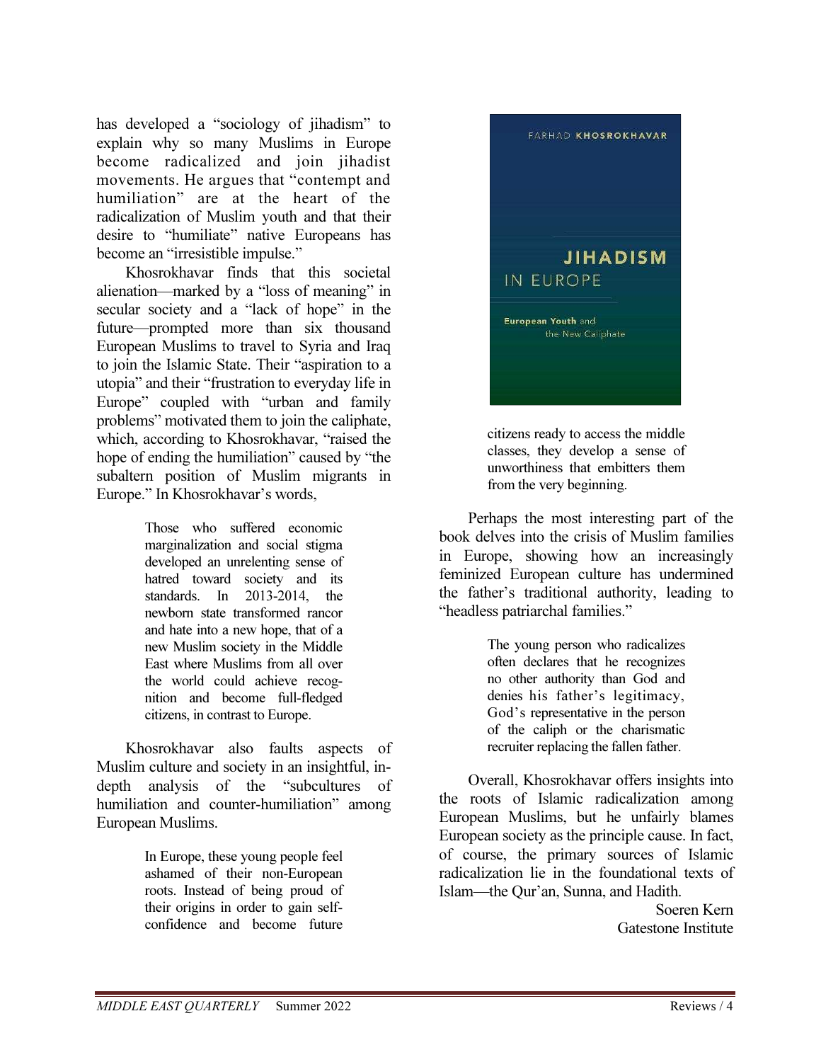has developed a "sociology of jihadism" to explain why so many Muslims in Europe become radicalized and join jihadist movements. He argues that "contempt and humiliation" are at the heart of the radicalization of Muslim youth and that their desire to "humiliate" native Europeans has become an "irresistible impulse."

Khosrokhavar finds that this societal alienation—marked by a "loss of meaning" in secular society and a "lack of hope" in the future—prompted more than six thousand European Muslims to travel to Syria and Iraq to join the Islamic State. Their "aspiration to a utopia" and their "frustration to everyday life in Europe" coupled with "urban and family problems" motivated them to join the caliphate, which, according to Khosrokhavar, "raised the hope of ending the humiliation" caused by "the subaltern position of Muslim migrants in Europe." In Khosrokhavar's words,

> Those who suffered economic marginalization and social stigma developed an unrelenting sense of hatred toward society and its standards. In 2013-2014, the newborn state transformed rancor and hate into a new hope, that of a new Muslim society in the Middle East where Muslims from all over the world could achieve recognition and become full-fledged citizens, in contrast to Europe.

Khosrokhavar also faults aspects of Muslim culture and society in an insightful, in-depth analysis of the "subcultures of humiliation and counter-humiliation" among European Muslims.

> In Europe, these young people feel ashamed of their non-European roots. Instead of being proud of their origins in order to gain self-confidence and become future citizens ready to access the middle classes, they develop a sense of unworthiness that embitters them from the very beginning.

Perhaps the most interesting part of the book delves into the crisis of Muslim families in Europe, showing how an increasingly feminized European culture has undermined the father's traditional authority, leading to "headless patriarchal families."

> The young person who radicalizes often declares that he recognizes no other authority than God and denies his father's legitimacy, God's representative in the person of the caliph or the charismatic recruiter replacing the fallen father.

Overall, Khosrokhavar offers insights into the roots of Islamic radicalization among European Muslims, but he unfairly blames European society as the principle cause. In fact, of course, the primary sources of Islamic radicalization lie in the foundational texts of Islam—the Qur'an, Sunna, and Hadith.

Soeren Kern  
Gatestone Institute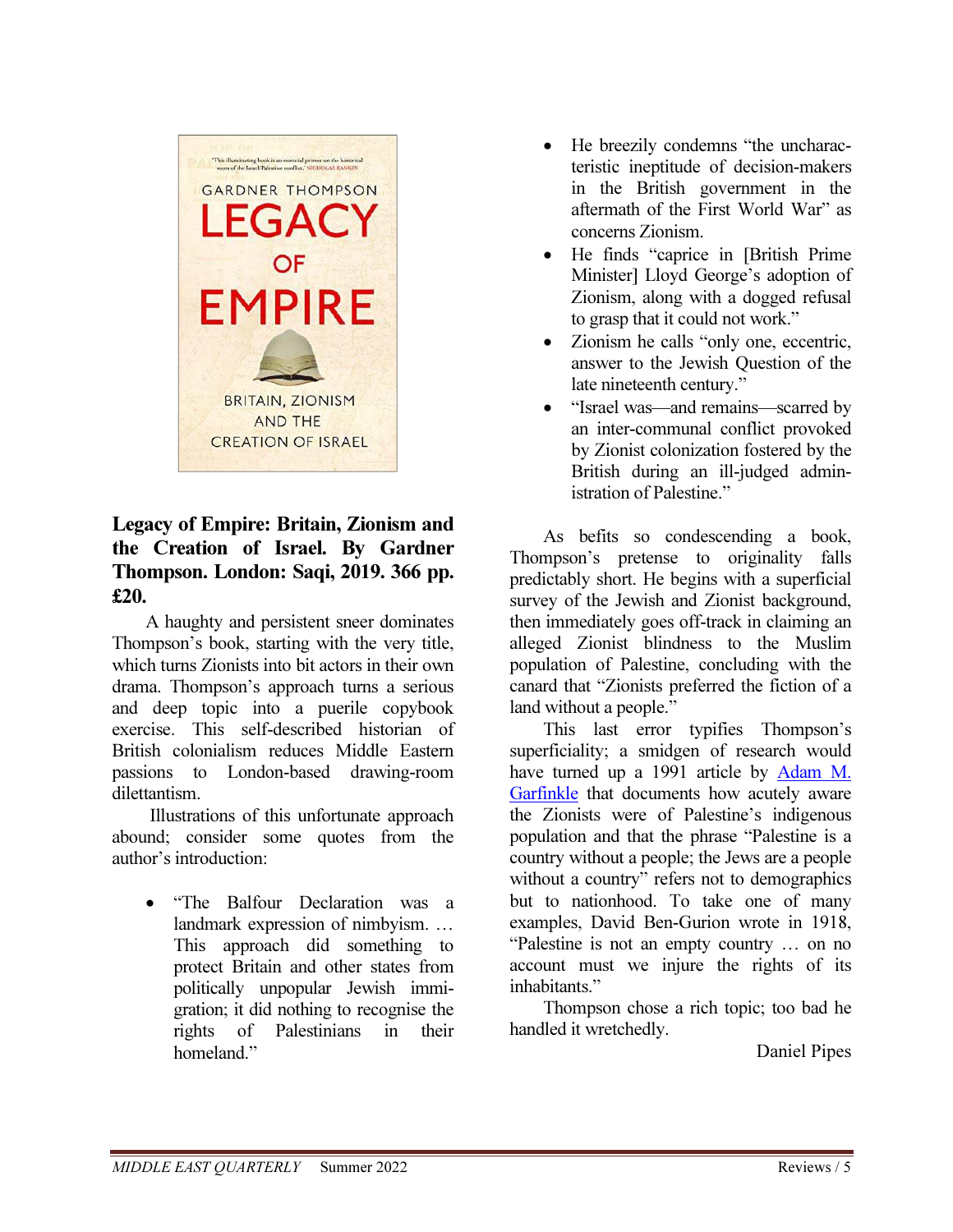**Legacy of Empire: Britain, Zionism and the Creation of Israel. By Gardner Thompson. London: Saqi, 2019. 366 pp. £20.**

A haughty and persistent sneer dominates Thompson's book, starting with the very title, which turns Zionists into bit actors in their own drama. Thompson's approach turns a serious and deep topic into a puerile copybook exercise. This self-described historian of British colonialism reduces Middle Eastern passions to London-based drawing-room dilettantism.

Illustrations of this unfortunate approach abound; consider some quotes from the author's introduction:

- "The Balfour Declaration was a landmark expression of nimbyism. … This approach did something to protect Britain and other states from politically unpopular Jewish immigration; it did nothing to recognise the rights of Palestinians in their homeland."
- He breezily condemns "the uncharacteristic ineptitude of decision-makers in the British government in the aftermath of the First World War" as concerns Zionism.
- He finds "caprice in [British Prime Minister] Lloyd George's adoption of Zionism, along with a dogged refusal to grasp that it could not work."
- Zionism he calls "only one, eccentric, answer to the Jewish Question of the late nineteenth century."
- "Israel was—and remains—scarred by an inter-communal conflict provoked by Zionist colonization fostered by the British during an ill-judged administration of Palestine."

As befits so condescending a book, Thompson's pretense to originality falls predictably short. He begins with a superficial survey of the Jewish and Zionist background, then immediately goes off-track in claiming an alleged Zionist blindness to the Muslim population of Palestine, concluding with the canard that "Zionists preferred the fiction of a land without a people."

This last error typifies Thompson's superficiality; a smidgen of research would have turned up a 1991 article by Adam M. Garfinkle that documents how acutely aware the Zionists were of Palestine's indigenous population and that the phrase "Palestine is a country without a people; the Jews are a people without a country" refers not to demographics but to nationhood. To take one of many examples, David Ben-Gurion wrote in 1918, "Palestine is not an empty country … on no account must we injure the rights of its inhabitants."

Thompson chose a rich topic; too bad he handled it wretchedly.

Daniel Pipes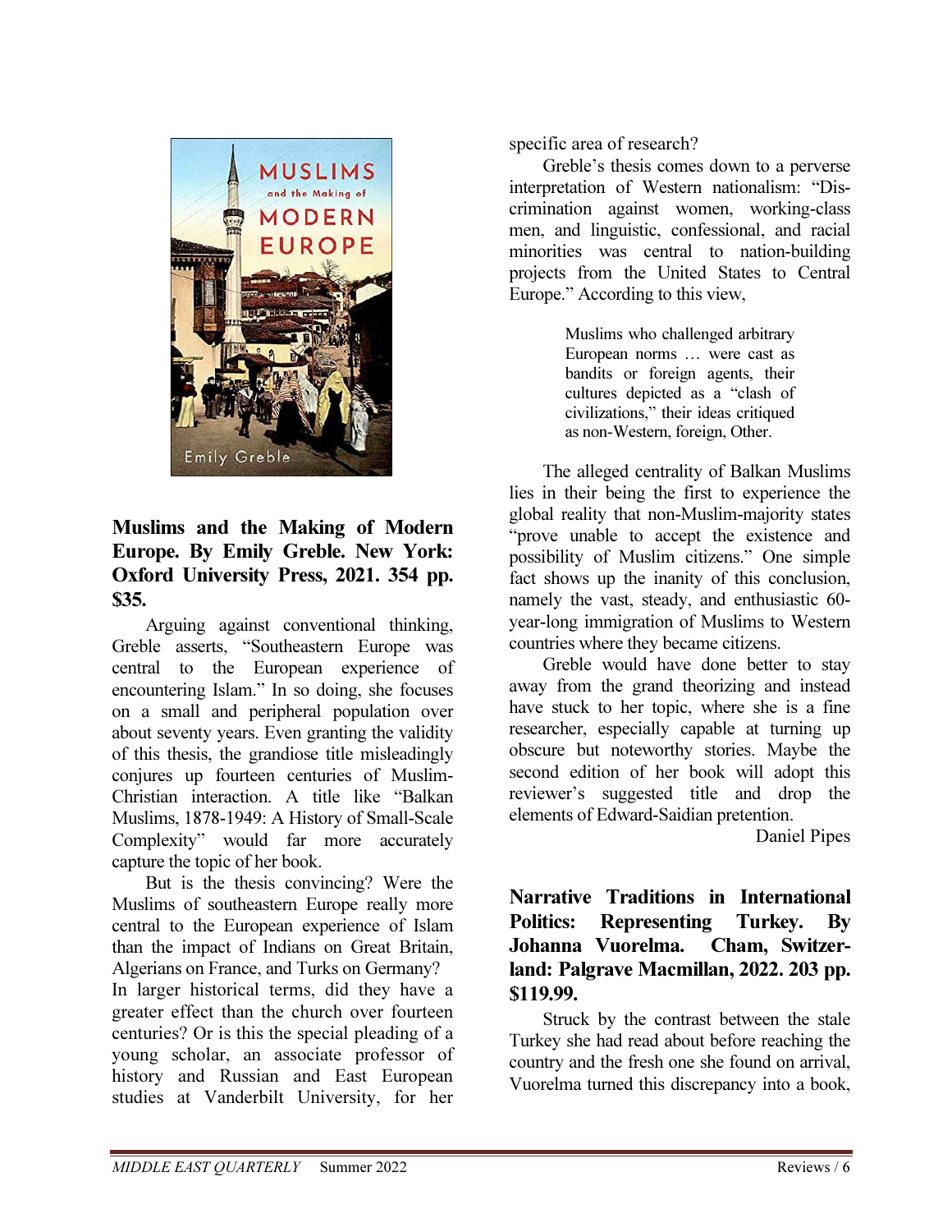**Muslims and the Making of Modern Europe. By Emily Greble. New York: Oxford University Press, 2021. 354 pp. $35.**

Arguing against conventional thinking, Greble asserts, "Southeastern Europe was central to the European experience of encountering Islam." In so doing, she focuses on a small and peripheral population over about seventy years. Even granting the validity of this thesis, the grandiose title misleadingly conjures up fourteen centuries of Muslim-Christian interaction. A title like "Balkan Muslims, 1878-1949: A History of Small-Scale Complexity" would far more accurately capture the topic of her book.

But is the thesis convincing? Were the Muslims of southeastern Europe really more central to the European experience of Islam than the impact of Indians on Great Britain, Algerians on France, and Turks on Germany? In larger historical terms, did they have a greater effect than the church over fourteen centuries? Or is this the special pleading of a young scholar, an associate professor of history and Russian and East European studies at Vanderbilt University, for her specific area of research?

Greble's thesis comes down to a perverse interpretation of Western nationalism: "Discrimination against women, working-class men, and linguistic, confessional, and racial minorities was central to nation-building projects from the United States to Central Europe." According to this view,

> Muslims who challenged arbitrary European norms … were cast as bandits or foreign agents, their cultures depicted as a "clash of civilizations," their ideas critiqued as non-Western, foreign, Other.

The alleged centrality of Balkan Muslims lies in their being the first to experience the global reality that non-Muslim-majority states "prove unable to accept the existence and possibility of Muslim citizens." One simple fact shows up the inanity of this conclusion, namely the vast, steady, and enthusiastic 60-year-long immigration of Muslims to Western countries where they became citizens.

Greble would have done better to stay away from the grand theorizing and instead have stuck to her topic, where she is a fine researcher, especially capable at turning up obscure but noteworthy stories. Maybe the second edition of her book will adopt this reviewer's suggested title and drop the elements of Edward-Saidian pretention.

Daniel Pipes

**Narrative Traditions in International Politics: Representing Turkey. By Johanna Vuorelma. Cham, Switzerland: Palgrave Macmillan, 2022. 203 pp. $119.99.**

Struck by the contrast between the stale Turkey she had read about before reaching the country and the fresh one she found on arrival, Vuorelma turned this discrepancy into a book,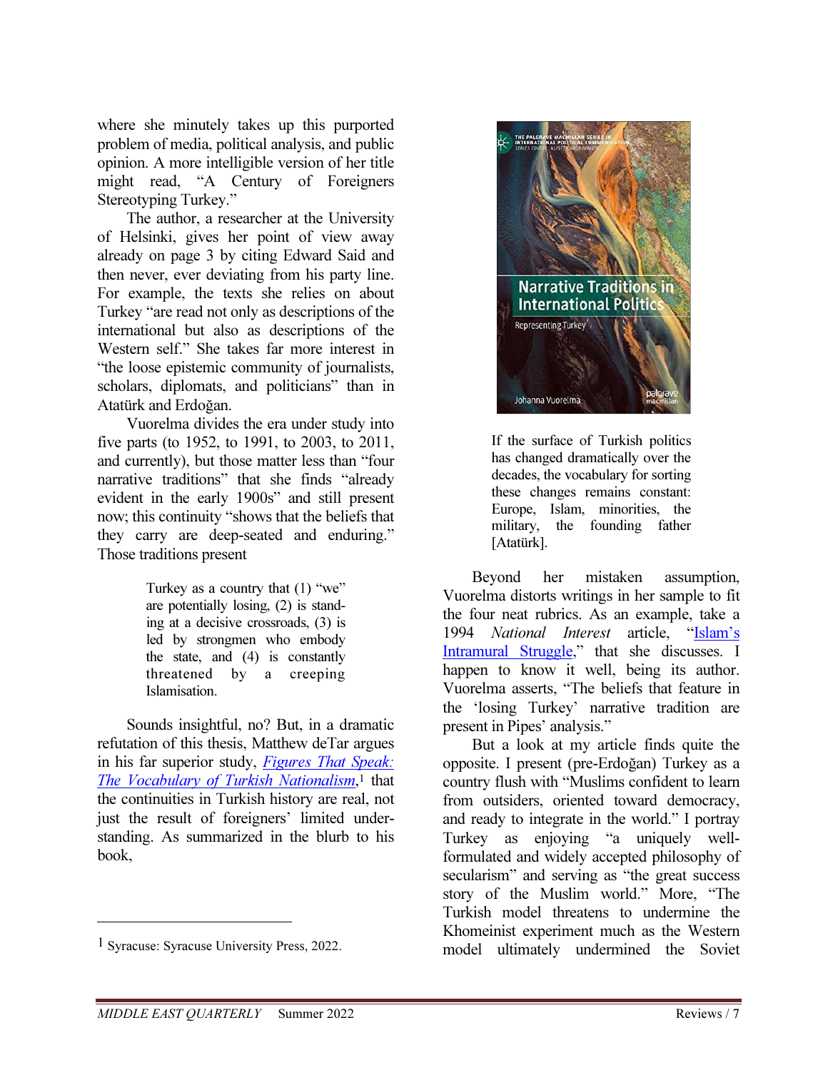where she minutely takes up this purported problem of media, political analysis, and public opinion. A more intelligible version of her title might read, "A Century of Foreigners Stereotyping Turkey."

The author, a researcher at the University of Helsinki, gives her point of view away already on page 3 by citing Edward Said and then never, ever deviating from his party line. For example, the texts she relies on about Turkey "are read not only as descriptions of the international but also as descriptions of the Western self." She takes far more interest in "the loose epistemic community of journalists, scholars, diplomats, and politicians" than in Atatürk and Erdoğan.

Vuorelma divides the era under study into five parts (to 1952, to 1991, to 2003, to 2011, and currently), but those matter less than "four narrative traditions" that she finds "already evident in the early 1900s" and still present now; this continuity "shows that the beliefs that they carry are deep-seated and enduring." Those traditions present

> Turkey as a country that (1) "we" are potentially losing, (2) is standing at a decisive crossroads, (3) is led by strongmen who embody the state, and (4) is constantly threatened by a creeping Islamisation.

Sounds insightful, no? But, in a dramatic refutation of this thesis, Matthew deTar argues in his far superior study, *Figures That Speak: The Vocabulary of Turkish Nationalism*,[1] that the continuities in Turkish history are real, not just the result of foreigners' limited understanding. As summarized in the blurb to his book,

> If the surface of Turkish politics has changed dramatically over the decades, the vocabulary for sorting these changes remains constant: Europe, Islam, minorities, the military, the founding father [Atatürk].

Beyond her mistaken assumption, Vuorelma distorts writings in her sample to fit the four neat rubrics. As an example, take a 1994 *National Interest* article, "Islam's Intramural Struggle," that she discusses. I happen to know it well, being its author. Vuorelma asserts, "The beliefs that feature in the 'losing Turkey' narrative tradition are present in Pipes' analysis."

But a look at my article finds quite the opposite. I present (pre-Erdoğan) Turkey as a country flush with "Muslims confident to learn from outsiders, oriented toward democracy, and ready to integrate in the world." I portray Turkey as enjoying "a uniquely well-formulated and widely accepted philosophy of secularism" and serving as "the great success story of the Muslim world." More, "The Turkish model threatens to undermine the Khomeinist experiment much as the Western model ultimately undermined the Soviet

---

[1] Syracuse: Syracuse University Press, 2022.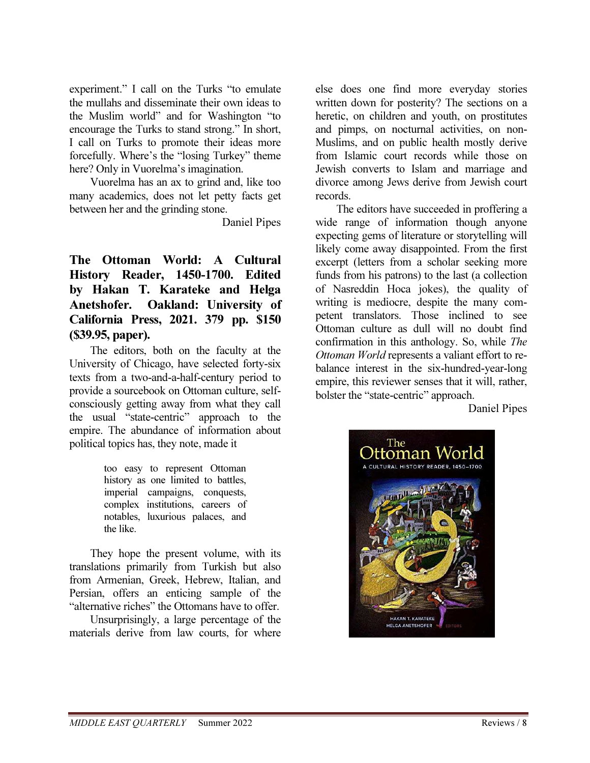experiment." I call on the Turks "to emulate the mullahs and disseminate their own ideas to the Muslim world" and for Washington "to encourage the Turks to stand strong." In short, I call on Turks to promote their ideas more forcefully. Where's the "losing Turkey" theme here? Only in Vuorelma's imagination.

Vuorelma has an ax to grind and, like too many academics, does not let petty facts get between her and the grinding stone.

Daniel Pipes

**The Ottoman World: A Cultural History Reader, 1450-1700. Edited by Hakan T. Karateke and Helga Anetshofer. Oakland: University of California Press, 2021. 379 pp. $150 ($39.95, paper).**

The editors, both on the faculty at the University of Chicago, have selected forty-six texts from a two-and-a-half-century period to provide a sourcebook on Ottoman culture, self-consciously getting away from what they call the usual "state-centric" approach to the empire. The abundance of information about political topics has, they note, made it

> too easy to represent Ottoman history as one limited to battles, imperial campaigns, conquests, complex institutions, careers of notables, luxurious palaces, and the like.

They hope the present volume, with its translations primarily from Turkish but also from Armenian, Greek, Hebrew, Italian, and Persian, offers an enticing sample of the "alternative riches" the Ottomans have to offer.

Unsurprisingly, a large percentage of the materials derive from law courts, for where else does one find more everyday stories written down for posterity? The sections on a heretic, on children and youth, on prostitutes and pimps, on nocturnal activities, on non-Muslims, and on public health mostly derive from Islamic court records while those on Jewish converts to Islam and marriage and divorce among Jews derive from Jewish court records.

The editors have succeeded in proffering a wide range of information though anyone expecting gems of literature or storytelling will likely come away disappointed. From the first excerpt (letters from a scholar seeking more funds from his patrons) to the last (a collection of Nasreddin Hoca jokes), the quality of writing is mediocre, despite the many competent translators. Those inclined to see Ottoman culture as dull will no doubt find confirmation in this anthology. So, while *The Ottoman World* represents a valiant effort to re-balance interest in the six-hundred-year-long empire, this reviewer senses that it will, rather, bolster the "state-centric" approach.

Daniel Pipes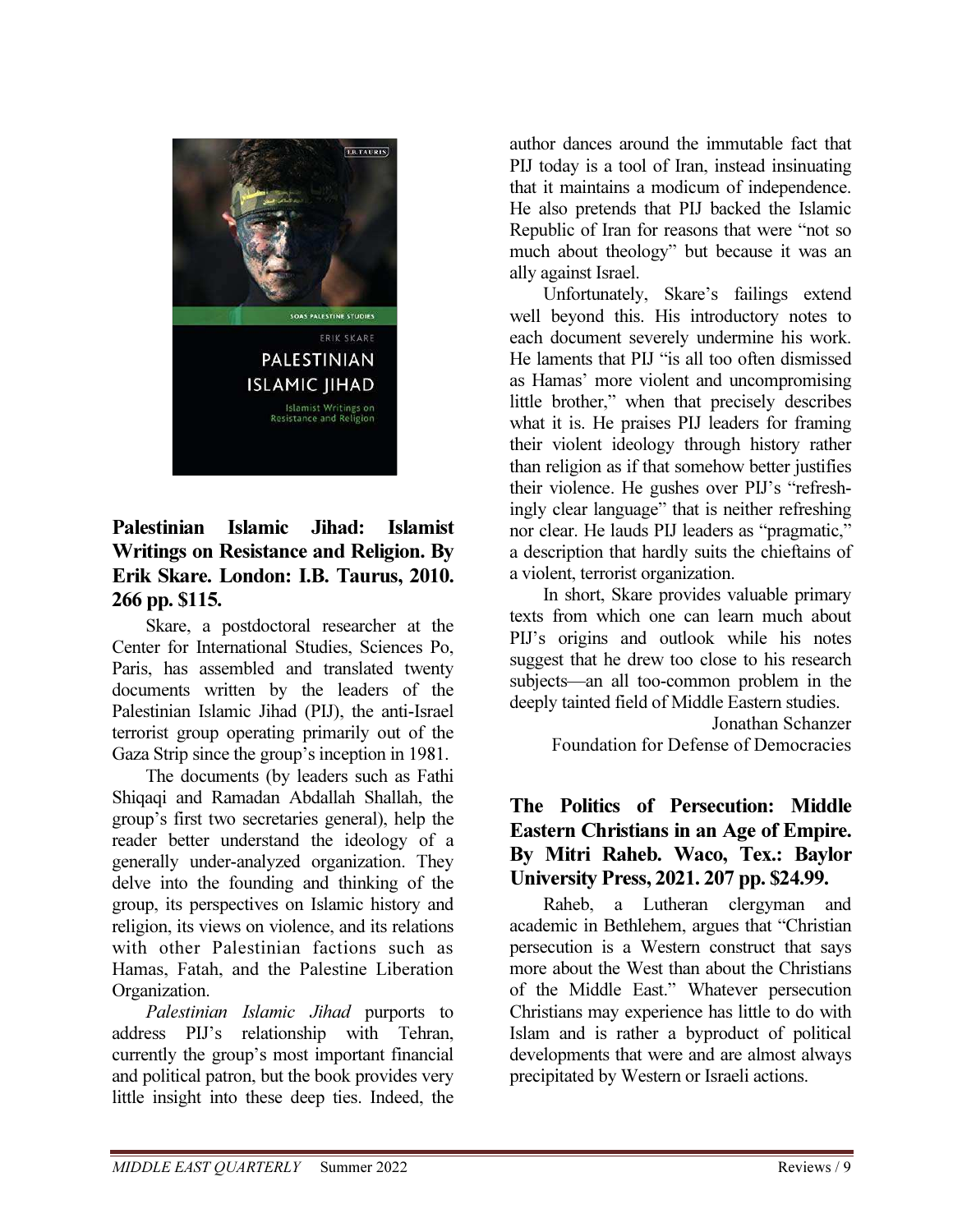### Palestinian Islamic Jihad: Islamist Writings on Resistance and Religion. By Erik Skare. London: I.B. Taurus, 2010. 266 pp. $115.

Skare, a postdoctoral researcher at the Center for International Studies, Sciences Po, Paris, has assembled and translated twenty documents written by the leaders of the Palestinian Islamic Jihad (PIJ), the anti-Israel terrorist group operating primarily out of the Gaza Strip since the group's inception in 1981.

The documents (by leaders such as Fathi Shiqaqi and Ramadan Abdallah Shallah, the group's first two secretaries general), help the reader better understand the ideology of a generally under-analyzed organization. They delve into the founding and thinking of the group, its perspectives on Islamic history and religion, its views on violence, and its relations with other Palestinian factions such as Hamas, Fatah, and the Palestine Liberation Organization.

*Palestinian Islamic Jihad* purports to address PIJ's relationship with Tehran, currently the group's most important financial and political patron, but the book provides very little insight into these deep ties. Indeed, the author dances around the immutable fact that PIJ today is a tool of Iran, instead insinuating that it maintains a modicum of independence. He also pretends that PIJ backed the Islamic Republic of Iran for reasons that were "not so much about theology" but because it was an ally against Israel.

Unfortunately, Skare's failings extend well beyond this. His introductory notes to each document severely undermine his work. He laments that PIJ "is all too often dismissed as Hamas' more violent and uncompromising little brother," when that precisely describes what it is. He praises PIJ leaders for framing their violent ideology through history rather than religion as if that somehow better justifies their violence. He gushes over PIJ's "refreshingly clear language" that is neither refreshing nor clear. He lauds PIJ leaders as "pragmatic," a description that hardly suits the chieftains of a violent, terrorist organization.

In short, Skare provides valuable primary texts from which one can learn much about PIJ's origins and outlook while his notes suggest that he drew too close to his research subjects—an all too-common problem in the deeply tainted field of Middle Eastern studies.

Jonathan Schanzer
Foundation for Defense of Democracies

### The Politics of Persecution: Middle Eastern Christians in an Age of Empire. By Mitri Raheb. Waco, Tex.: Baylor University Press, 2021. 207 pp. $24.99.

Raheb, a Lutheran clergyman and academic in Bethlehem, argues that "Christian persecution is a Western construct that says more about the West than about the Christians of the Middle East." Whatever persecution Christians may experience has little to do with Islam and is rather a byproduct of political developments that were and are almost always precipitated by Western or Israeli actions.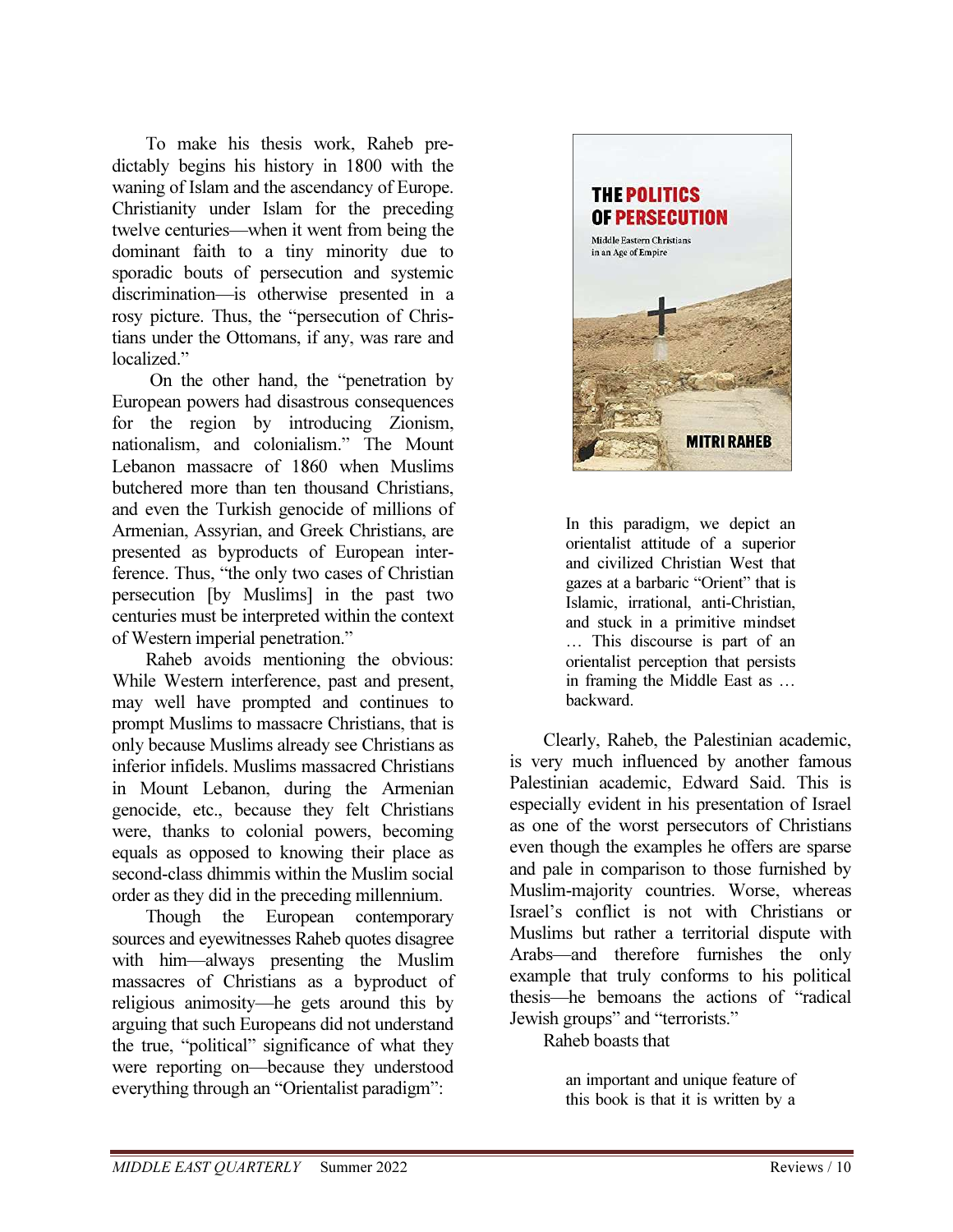To make his thesis work, Raheb predictably begins his history in 1800 with the waning of Islam and the ascendancy of Europe. Christianity under Islam for the preceding twelve centuries—when it went from being the dominant faith to a tiny minority due to sporadic bouts of persecution and systemic discrimination—is otherwise presented in a rosy picture. Thus, the "persecution of Christians under the Ottomans, if any, was rare and localized."

On the other hand, the "penetration by European powers had disastrous consequences for the region by introducing Zionism, nationalism, and colonialism." The Mount Lebanon massacre of 1860 when Muslims butchered more than ten thousand Christians, and even the Turkish genocide of millions of Armenian, Assyrian, and Greek Christians, are presented as byproducts of European interference. Thus, "the only two cases of Christian persecution [by Muslims] in the past two centuries must be interpreted within the context of Western imperial penetration."

Raheb avoids mentioning the obvious: While Western interference, past and present, may well have prompted and continues to prompt Muslims to massacre Christians, that is only because Muslims already see Christians as inferior infidels. Muslims massacred Christians in Mount Lebanon, during the Armenian genocide, etc., because they felt Christians were, thanks to colonial powers, becoming equals as opposed to knowing their place as second-class dhimmis within the Muslim social order as they did in the preceding millennium.

Though the European contemporary sources and eyewitnesses Raheb quotes disagree with him—always presenting the Muslim massacres of Christians as a byproduct of religious animosity—he gets around this by arguing that such Europeans did not understand the true, "political" significance of what they were reporting on—because they understood everything through an "Orientalist paradigm":

> In this paradigm, we depict an orientalist attitude of a superior and civilized Christian West that gazes at a barbaric "Orient" that is Islamic, irrational, anti-Christian, and stuck in a primitive mindset … This discourse is part of an orientalist perception that persists in framing the Middle East as … backward.

Clearly, Raheb, the Palestinian academic, is very much influenced by another famous Palestinian academic, Edward Said. This is especially evident in his presentation of Israel as one of the worst persecutors of Christians even though the examples he offers are sparse and pale in comparison to those furnished by Muslim-majority countries. Worse, whereas Israel's conflict is not with Christians or Muslims but rather a territorial dispute with Arabs—and therefore furnishes the only example that truly conforms to his political thesis—he bemoans the actions of "radical Jewish groups" and "terrorists."

Raheb boasts that

> an important and unique feature of this book is that it is written by a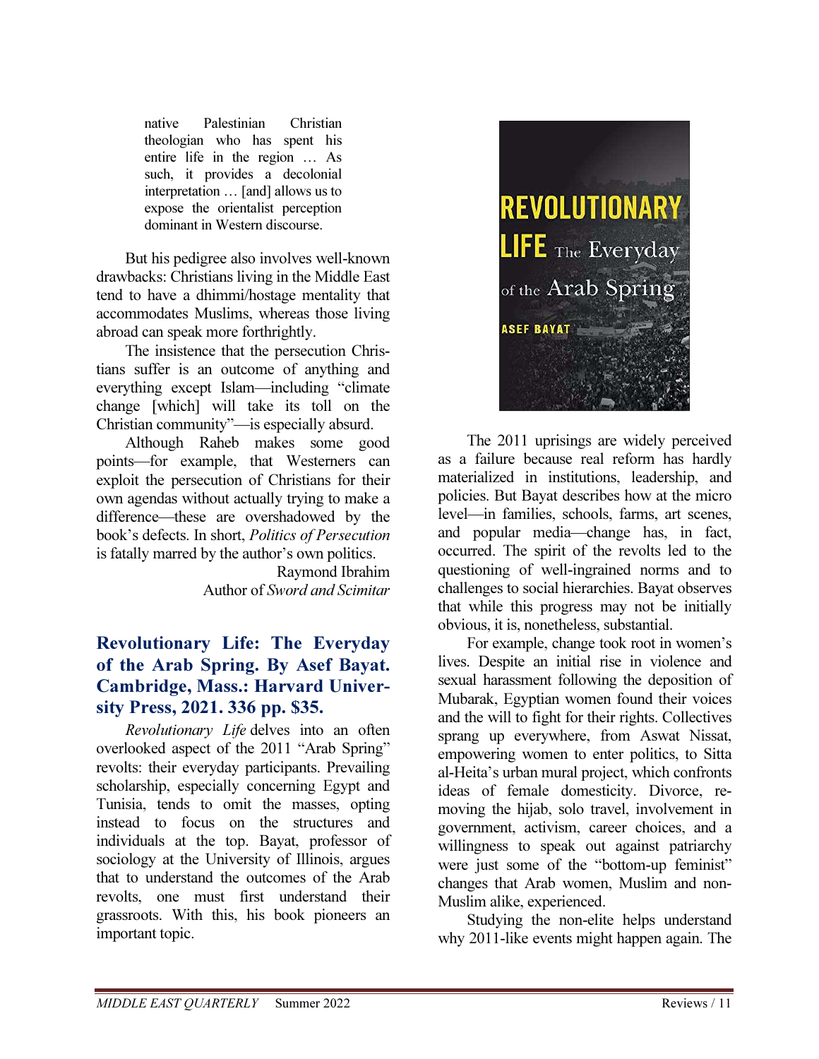native Palestinian Christian theologian who has spent his entire life in the region … As such, it provides a decolonial interpretation … [and] allows us to expose the orientalist perception dominant in Western discourse.

But his pedigree also involves well-known drawbacks: Christians living in the Middle East tend to have a dhimmi/hostage mentality that accommodates Muslims, whereas those living abroad can speak more forthrightly.

The insistence that the persecution Christians suffer is an outcome of anything and everything except Islam—including "climate change [which] will take its toll on the Christian community"—is especially absurd.

Although Raheb makes some good points—for example, that Westerners can exploit the persecution of Christians for their own agendas without actually trying to make a difference—these are overshadowed by the book's defects. In short, *Politics of Persecution* is fatally marred by the author's own politics.

Raymond Ibrahim
Author of *Sword and Scimitar*

## Revolutionary Life: The Everyday of the Arab Spring. By Asef Bayat. Cambridge, Mass.: Harvard University Press, 2021. 336 pp. $35.

*Revolutionary Life* delves into an often overlooked aspect of the 2011 "Arab Spring" revolts: their everyday participants. Prevailing scholarship, especially concerning Egypt and Tunisia, tends to omit the masses, opting instead to focus on the structures and individuals at the top. Bayat, professor of sociology at the University of Illinois, argues that to understand the outcomes of the Arab revolts, one must first understand their grassroots. With this, his book pioneers an important topic.

The 2011 uprisings are widely perceived as a failure because real reform has hardly materialized in institutions, leadership, and policies. But Bayat describes how at the micro level—in families, schools, farms, art scenes, and popular media—change has, in fact, occurred. The spirit of the revolts led to the questioning of well-ingrained norms and to challenges to social hierarchies. Bayat observes that while this progress may not be initially obvious, it is, nonetheless, substantial.

For example, change took root in women's lives. Despite an initial rise in violence and sexual harassment following the deposition of Mubarak, Egyptian women found their voices and the will to fight for their rights. Collectives sprang up everywhere, from Aswat Nissat, empowering women to enter politics, to Sitta al-Heita's urban mural project, which confronts ideas of female domesticity. Divorce, removing the hijab, solo travel, involvement in government, activism, career choices, and a willingness to speak out against patriarchy were just some of the "bottom-up feminist" changes that Arab women, Muslim and non-Muslim alike, experienced.

Studying the non-elite helps understand why 2011-like events might happen again. The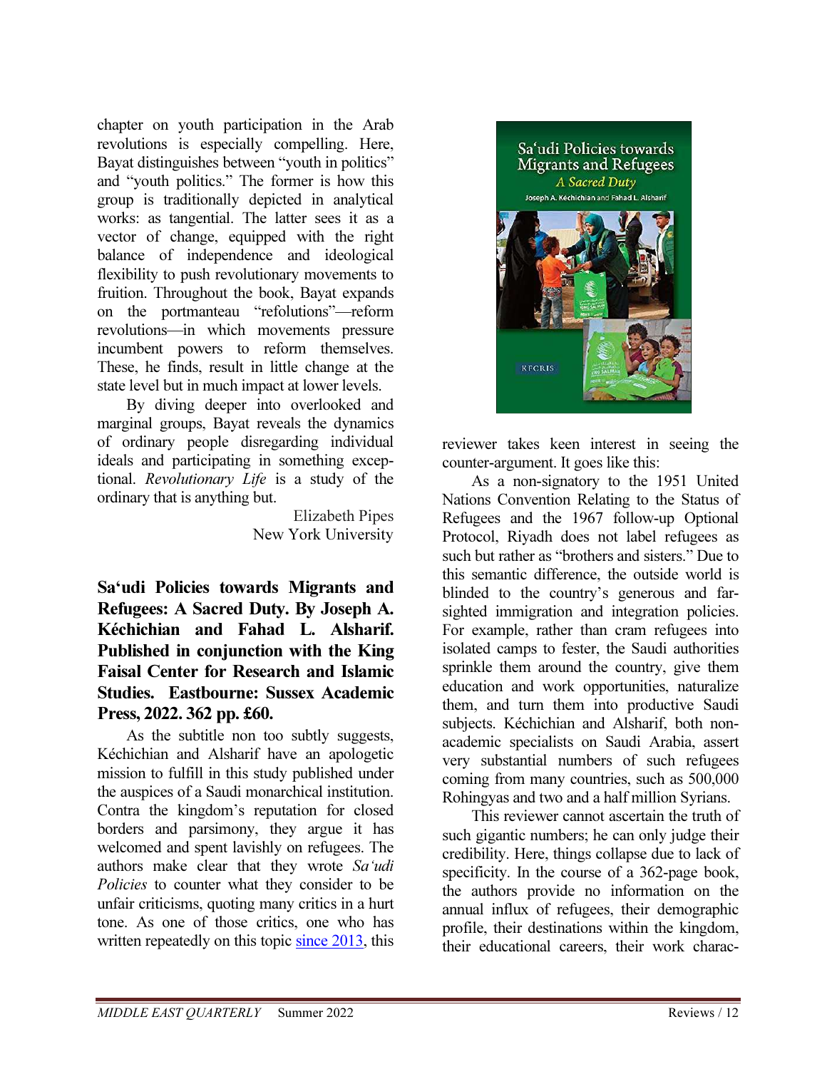chapter on youth participation in the Arab revolutions is especially compelling. Here, Bayat distinguishes between "youth in politics" and "youth politics." The former is how this group is traditionally depicted in analytical works: as tangential. The latter sees it as a vector of change, equipped with the right balance of independence and ideological flexibility to push revolutionary movements to fruition. Throughout the book, Bayat expands on the portmanteau "refolutions"—reform revolutions—in which movements pressure incumbent powers to reform themselves. These, he finds, result in little change at the state level but in much impact at lower levels.

By diving deeper into overlooked and marginal groups, Bayat reveals the dynamics of ordinary people disregarding individual ideals and participating in something exceptional. *Revolutionary Life* is a study of the ordinary that is anything but.

Elizabeth Pipes
New York University

**Sa'udi Policies towards Migrants and Refugees: A Sacred Duty. By Joseph A. Kéchichian and Fahad L. Alsharif. Published in conjunction with the King Faisal Center for Research and Islamic Studies. Eastbourne: Sussex Academic Press, 2022. 362 pp. £60.**

As the subtitle non too subtly suggests, Kéchichian and Alsharif have an apologetic mission to fulfill in this study published under the auspices of a Saudi monarchical institution. Contra the kingdom's reputation for closed borders and parsimony, they argue it has welcomed and spent lavishly on refugees. The authors make clear that they wrote *Sa'udi Policies* to counter what they consider to be unfair criticisms, quoting many critics in a hurt tone. As one of those critics, one who has written repeatedly on this topic since 2013, this reviewer takes keen interest in seeing the counter-argument. It goes like this:

As a non-signatory to the 1951 United Nations Convention Relating to the Status of Refugees and the 1967 follow-up Optional Protocol, Riyadh does not label refugees as such but rather as "brothers and sisters." Due to this semantic difference, the outside world is blinded to the country's generous and far-sighted immigration and integration policies. For example, rather than cram refugees into isolated camps to fester, the Saudi authorities sprinkle them around the country, give them education and work opportunities, naturalize them, and turn them into productive Saudi subjects. Kéchichian and Alsharif, both non-academic specialists on Saudi Arabia, assert very substantial numbers of such refugees coming from many countries, such as 500,000 Rohingyas and two and a half million Syrians.

This reviewer cannot ascertain the truth of such gigantic numbers; he can only judge their credibility. Here, things collapse due to lack of specificity. In the course of a 362-page book, the authors provide no information on the annual influx of refugees, their demographic profile, their destinations within the kingdom, their educational careers, their work charac-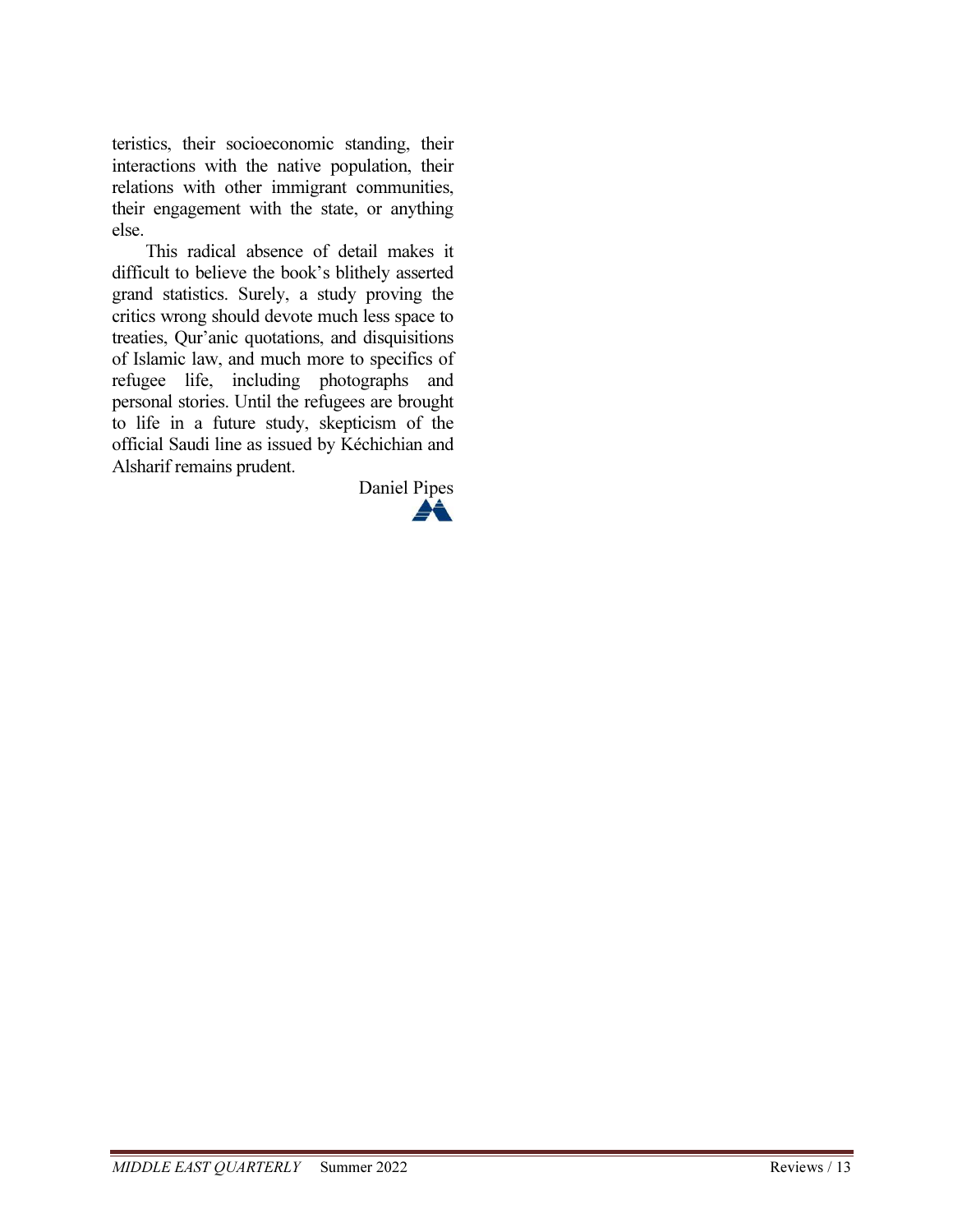teristics, their socioeconomic standing, their interactions with the native population, their relations with other immigrant communities, their engagement with the state, or anything else.

This radical absence of detail makes it difficult to believe the book's blithely asserted grand statistics. Surely, a study proving the critics wrong should devote much less space to treaties, Qur'anic quotations, and disquisitions of Islamic law, and much more to specifics of refugee life, including photographs and personal stories. Until the refugees are brought to life in a future study, skepticism of the official Saudi line as issued by Kéchichian and Alsharif remains prudent.

Daniel Pipes